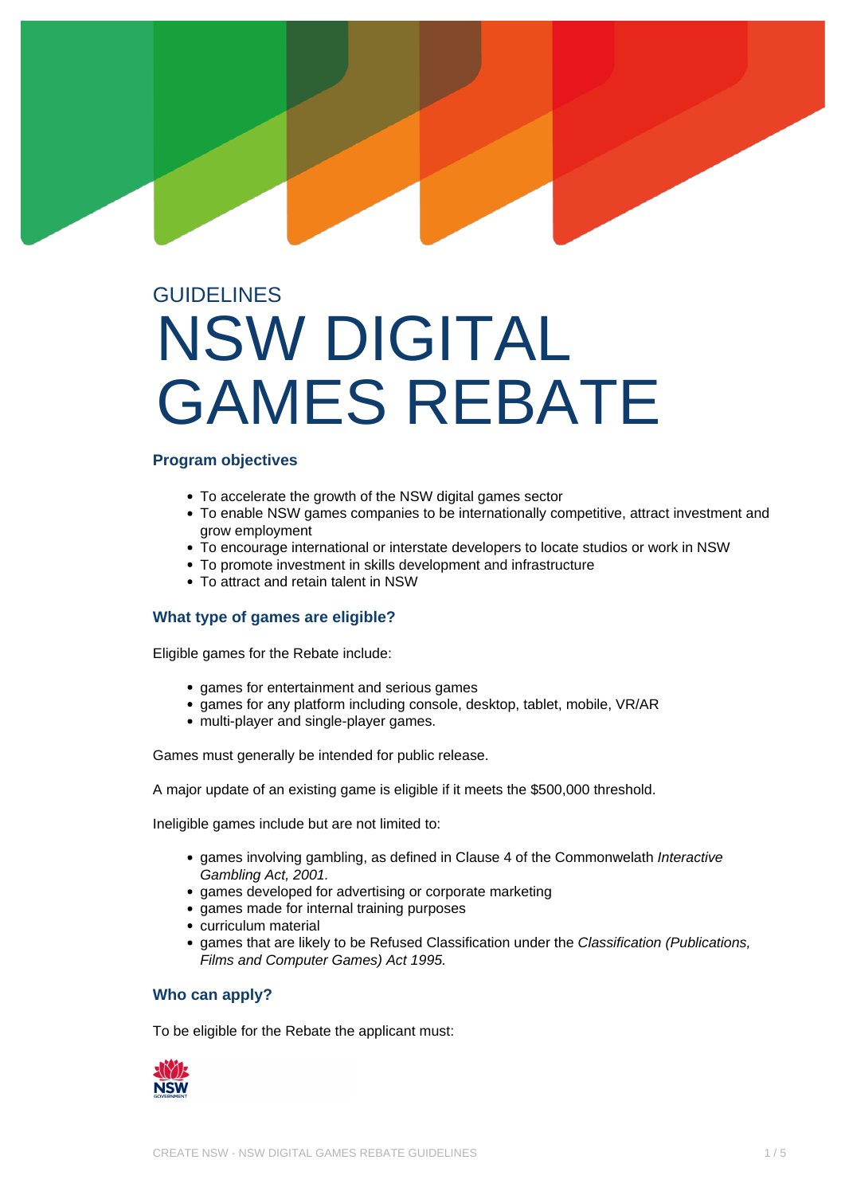GUIDELINES

# NSW DIGITAL GAMES REBATE

### Program objectives

- To accelerate the growth of the NSW digital games sector
- To enable NSW games companies to be internationally competitive, attract investment and grow employment
- To encourage international or interstate developers to locate studios or work in NSW
- To promote investment in skills development and infrastructure
- To attract and retain talent in NSW

### What type of games are eligible?

Eligible games for the Rebate include:

- games for entertainment and serious games
- games for any platform including console, desktop, tablet, mobile, VR/AR
- multi-player and single-player games.

Games must generally be intended for public release.

A major update of an existing game is eligible if it meets the $500,000 threshold.

Ineligible games include but are not limited to:

- games involving gambling, as defined in Clause 4 of the Commonwelath *Interactive Gambling Act, 2001.*
- games developed for advertising or corporate marketing
- games made for internal training purposes
- curriculum material
- games that are likely to be Refused Classification under the *Classification (Publications, Films and Computer Games) Act 1995.*

### Who can apply?

To be eligible for the Rebate the applicant must: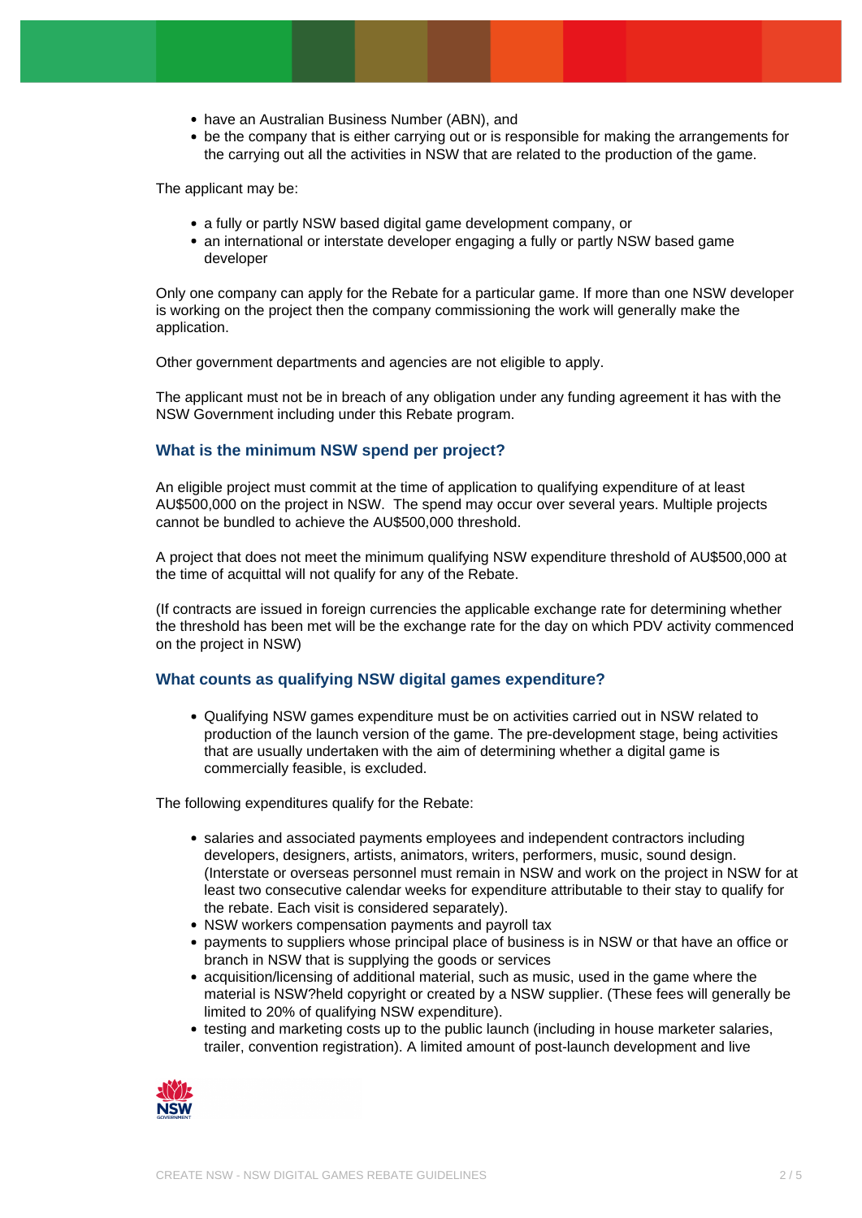- have an Australian Business Number (ABN), and
- be the company that is either carrying out or is responsible for making the arrangements for the carrying out all the activities in NSW that are related to the production of the game.

The applicant may be:

- a fully or partly NSW based digital game development company, or
- an international or interstate developer engaging a fully or partly NSW based game developer

Only one company can apply for the Rebate for a particular game. If more than one NSW developer is working on the project then the company commissioning the work will generally make the application.

Other government departments and agencies are not eligible to apply.

The applicant must not be in breach of any obligation under any funding agreement it has with the NSW Government including under this Rebate program.

### What is the minimum NSW spend per project?

An eligible project must commit at the time of application to qualifying expenditure of at least AU$500,000 on the project in NSW. The spend may occur over several years. Multiple projects cannot be bundled to achieve the AU$500,000 threshold.

A project that does not meet the minimum qualifying NSW expenditure threshold of AU$500,000 at the time of acquittal will not qualify for any of the Rebate.

(If contracts are issued in foreign currencies the applicable exchange rate for determining whether the threshold has been met will be the exchange rate for the day on which PDV activity commenced on the project in NSW)

### What counts as qualifying NSW digital games expenditure?

- Qualifying NSW games expenditure must be on activities carried out in NSW related to production of the launch version of the game. The pre-development stage, being activities that are usually undertaken with the aim of determining whether a digital game is commercially feasible, is excluded.

The following expenditures qualify for the Rebate:

- salaries and associated payments employees and independent contractors including developers, designers, artists, animators, writers, performers, music, sound design. (Interstate or overseas personnel must remain in NSW and work on the project in NSW for at least two consecutive calendar weeks for expenditure attributable to their stay to qualify for the rebate. Each visit is considered separately).
- NSW workers compensation payments and payroll tax
- payments to suppliers whose principal place of business is in NSW or that have an office or branch in NSW that is supplying the goods or services
- acquisition/licensing of additional material, such as music, used in the game where the material is NSW?held copyright or created by a NSW supplier. (These fees will generally be limited to 20% of qualifying NSW expenditure).
- testing and marketing costs up to the public launch (including in house marketer salaries, trailer, convention registration). A limited amount of post-launch development and live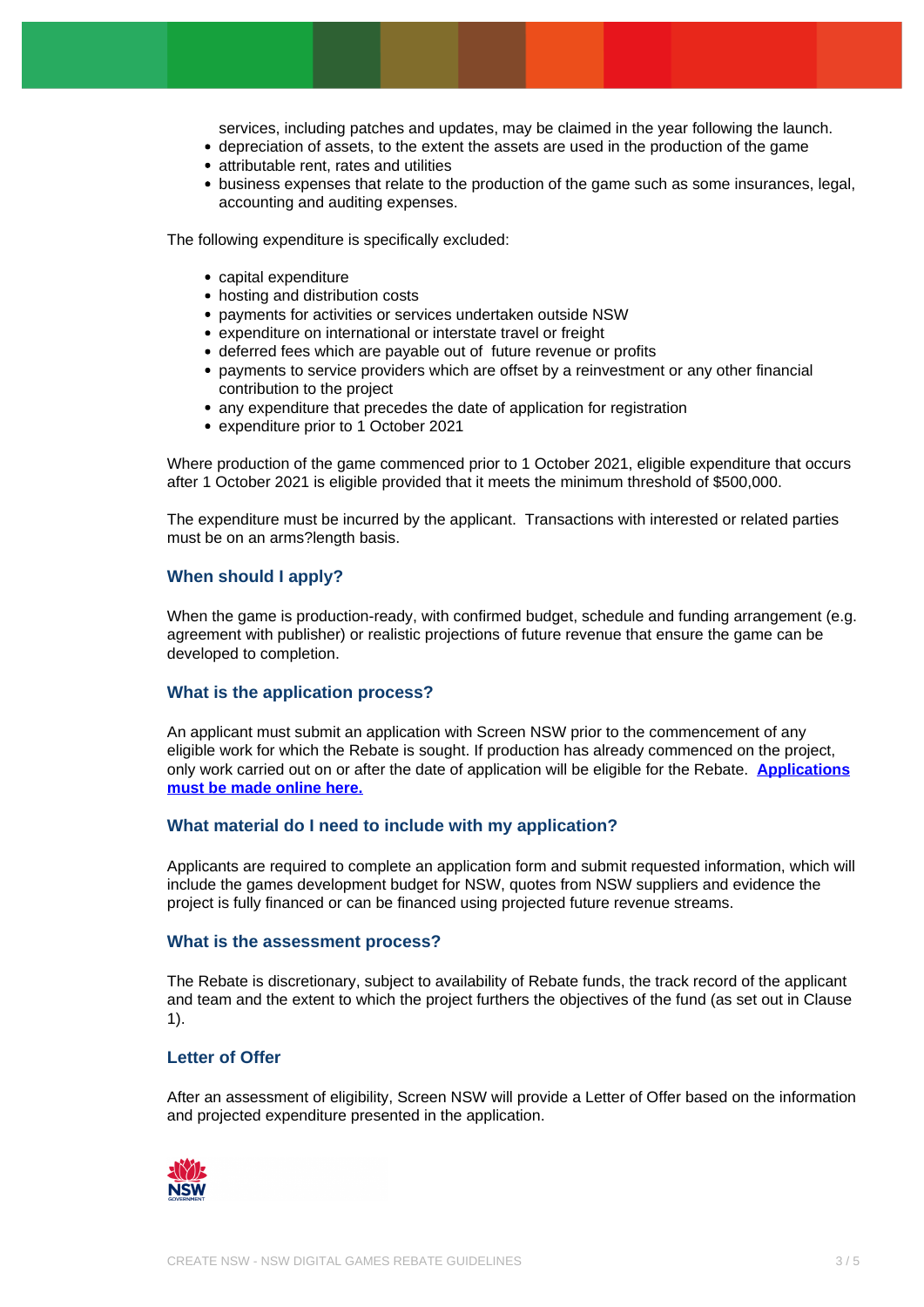services, including patches and updates, may be claimed in the year following the launch.
- depreciation of assets, to the extent the assets are used in the production of the game
- attributable rent, rates and utilities
- business expenses that relate to the production of the game such as some insurances, legal, accounting and auditing expenses.

The following expenditure is specifically excluded:

- capital expenditure
- hosting and distribution costs
- payments for activities or services undertaken outside NSW
- expenditure on international or interstate travel or freight
- deferred fees which are payable out of future revenue or profits
- payments to service providers which are offset by a reinvestment or any other financial contribution to the project
- any expenditure that precedes the date of application for registration
- expenditure prior to 1 October 2021

Where production of the game commenced prior to 1 October 2021, eligible expenditure that occurs after 1 October 2021 is eligible provided that it meets the minimum threshold of $500,000.

The expenditure must be incurred by the applicant. Transactions with interested or related parties must be on an arms?length basis.

### When should I apply?

When the game is production-ready, with confirmed budget, schedule and funding arrangement (e.g. agreement with publisher) or realistic projections of future revenue that ensure the game can be developed to completion.

### What is the application process?

An applicant must submit an application with Screen NSW prior to the commencement of any eligible work for which the Rebate is sought. If production has already commenced on the project, only work carried out on or after the date of application will be eligible for the Rebate. **Applications must be made online here.**

### What material do I need to include with my application?

Applicants are required to complete an application form and submit requested information, which will include the games development budget for NSW, quotes from NSW suppliers and evidence the project is fully financed or can be financed using projected future revenue streams.

### What is the assessment process?

The Rebate is discretionary, subject to availability of Rebate funds, the track record of the applicant and team and the extent to which the project furthers the objectives of the fund (as set out in Clause 1).

### Letter of Offer

After an assessment of eligibility, Screen NSW will provide a Letter of Offer based on the information and projected expenditure presented in the application.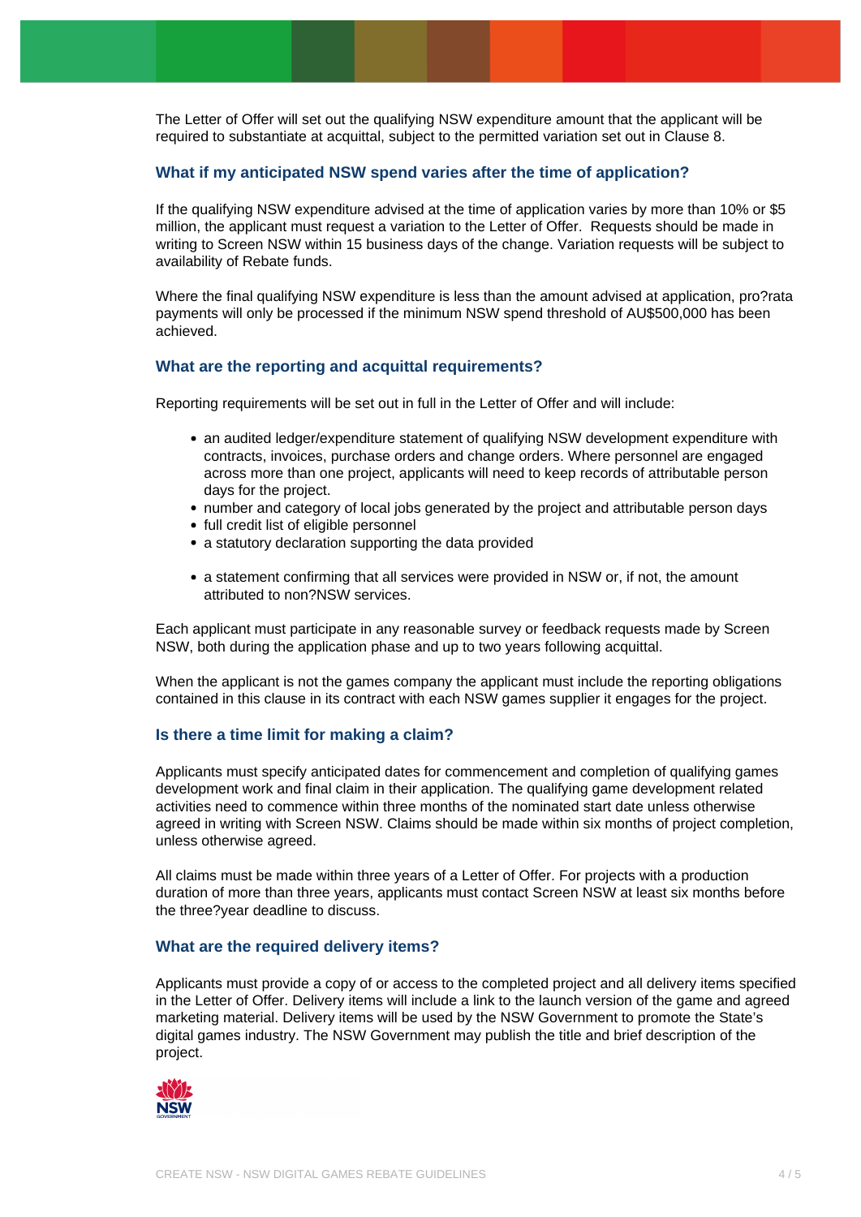The Letter of Offer will set out the qualifying NSW expenditure amount that the applicant will be required to substantiate at acquittal, subject to the permitted variation set out in Clause 8.

### What if my anticipated NSW spend varies after the time of application?

If the qualifying NSW expenditure advised at the time of application varies by more than 10% or $5 million, the applicant must request a variation to the Letter of Offer. Requests should be made in writing to Screen NSW within 15 business days of the change. Variation requests will be subject to availability of Rebate funds.

Where the final qualifying NSW expenditure is less than the amount advised at application, pro?rata payments will only be processed if the minimum NSW spend threshold of AU$500,000 has been achieved.

### What are the reporting and acquittal requirements?

Reporting requirements will be set out in full in the Letter of Offer and will include:

- an audited ledger/expenditure statement of qualifying NSW development expenditure with contracts, invoices, purchase orders and change orders. Where personnel are engaged across more than one project, applicants will need to keep records of attributable person days for the project.
- number and category of local jobs generated by the project and attributable person days
- full credit list of eligible personnel
- a statutory declaration supporting the data provided
- a statement confirming that all services were provided in NSW or, if not, the amount attributed to non?NSW services.

Each applicant must participate in any reasonable survey or feedback requests made by Screen NSW, both during the application phase and up to two years following acquittal.

When the applicant is not the games company the applicant must include the reporting obligations contained in this clause in its contract with each NSW games supplier it engages for the project.

### Is there a time limit for making a claim?

Applicants must specify anticipated dates for commencement and completion of qualifying games development work and final claim in their application. The qualifying game development related activities need to commence within three months of the nominated start date unless otherwise agreed in writing with Screen NSW. Claims should be made within six months of project completion, unless otherwise agreed.

All claims must be made within three years of a Letter of Offer. For projects with a production duration of more than three years, applicants must contact Screen NSW at least six months before the three?year deadline to discuss.

### What are the required delivery items?

Applicants must provide a copy of or access to the completed project and all delivery items specified in the Letter of Offer. Delivery items will include a link to the launch version of the game and agreed marketing material. Delivery items will be used by the NSW Government to promote the State's digital games industry. The NSW Government may publish the title and brief description of the project.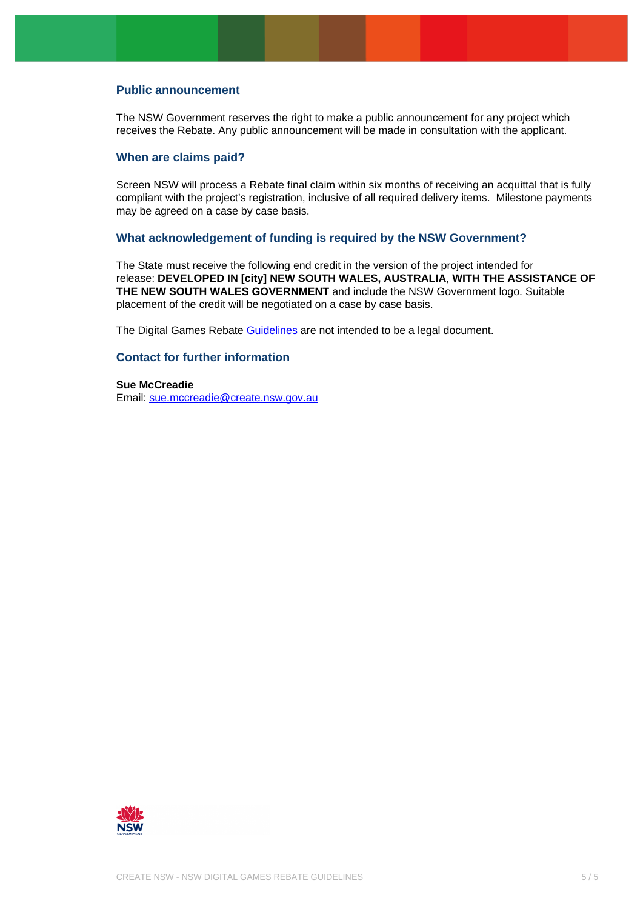## Public announcement

The NSW Government reserves the right to make a public announcement for any project which receives the Rebate. Any public announcement will be made in consultation with the applicant.

## When are claims paid?

Screen NSW will process a Rebate final claim within six months of receiving an acquittal that is fully compliant with the project's registration, inclusive of all required delivery items. Milestone payments may be agreed on a case by case basis.

## What acknowledgement of funding is required by the NSW Government?

The State must receive the following end credit in the version of the project intended for release: **DEVELOPED IN [city] NEW SOUTH WALES, AUSTRALIA**, **WITH THE ASSISTANCE OF THE NEW SOUTH WALES GOVERNMENT** and include the NSW Government logo. Suitable placement of the credit will be negotiated on a case by case basis.

The Digital Games Rebate Guidelines are not intended to be a legal document.

## Contact for further information

**Sue McCreadie**
Email: sue.mccreadie@create.nsw.gov.au